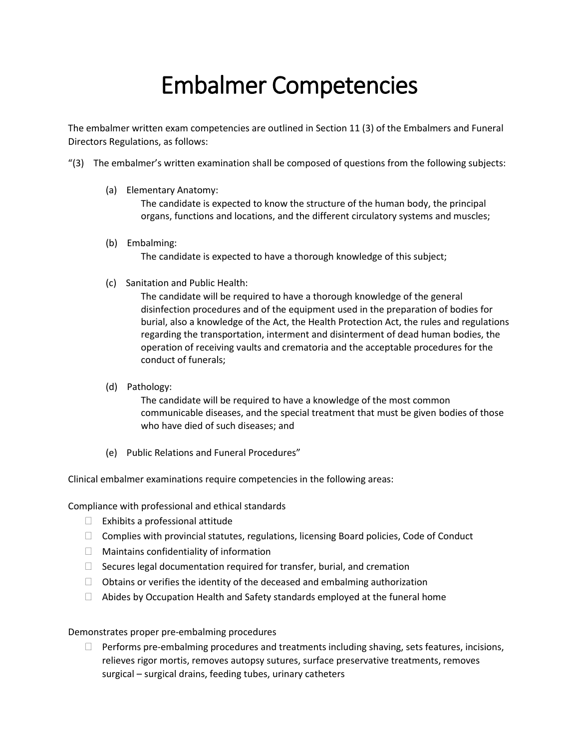# Embalmer Competencies

The embalmer written exam competencies are outlined in Section 11 (3) of the Embalmers and Funeral Directors Regulations, as follows:

"(3) The embalmer's written examination shall be composed of questions from the following subjects:

(a) Elementary Anatomy:
The candidate is expected to know the structure of the human body, the principal organs, functions and locations, and the different circulatory systems and muscles;

(b) Embalming:
The candidate is expected to have a thorough knowledge of this subject;

(c) Sanitation and Public Health:
The candidate will be required to have a thorough knowledge of the general disinfection procedures and of the equipment used in the preparation of bodies for burial, also a knowledge of the Act, the Health Protection Act, the rules and regulations regarding the transportation, interment and disinterment of dead human bodies, the operation of receiving vaults and crematoria and the acceptable procedures for the conduct of funerals;

(d) Pathology:
The candidate will be required to have a knowledge of the most common communicable diseases, and the special treatment that must be given bodies of those who have died of such diseases; and

(e) Public Relations and Funeral Procedures"

Clinical embalmer examinations require competencies in the following areas:

Compliance with professional and ethical standards

- Exhibits a professional attitude
- Complies with provincial statutes, regulations, licensing Board policies, Code of Conduct
- Maintains confidentiality of information
- Secures legal documentation required for transfer, burial, and cremation
- Obtains or verifies the identity of the deceased and embalming authorization
- Abides by Occupation Health and Safety standards employed at the funeral home

Demonstrates proper pre-embalming procedures

- Performs pre-embalming procedures and treatments including shaving, sets features, incisions, relieves rigor mortis, removes autopsy sutures, surface preservative treatments, removes surgical – surgical drains, feeding tubes, urinary catheters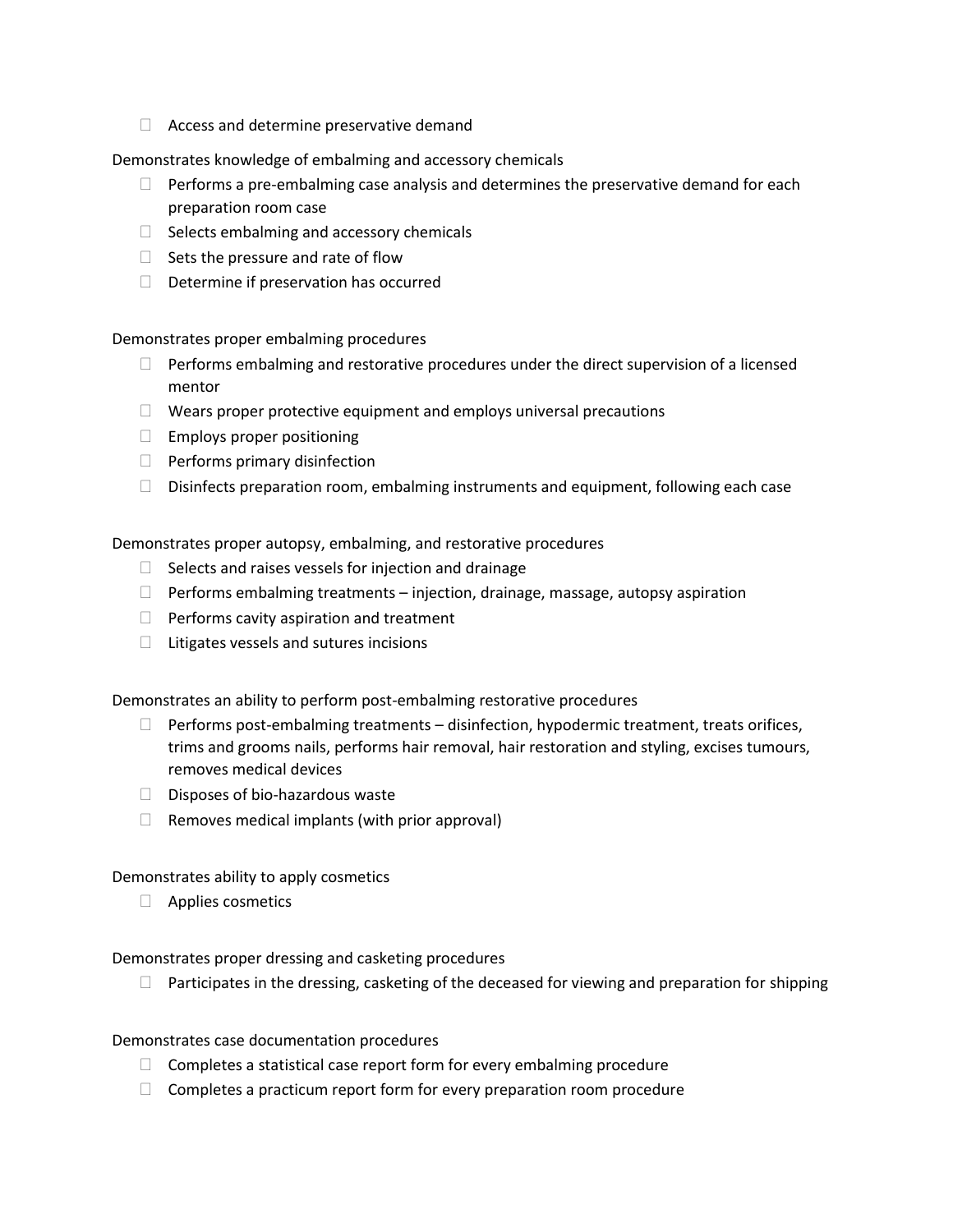- Access and determine preservative demand

Demonstrates knowledge of embalming and accessory chemicals

- Performs a pre-embalming case analysis and determines the preservative demand for each preparation room case
- Selects embalming and accessory chemicals
- Sets the pressure and rate of flow
- Determine if preservation has occurred

Demonstrates proper embalming procedures

- Performs embalming and restorative procedures under the direct supervision of a licensed mentor
- Wears proper protective equipment and employs universal precautions
- Employs proper positioning
- Performs primary disinfection
- Disinfects preparation room, embalming instruments and equipment, following each case

Demonstrates proper autopsy, embalming, and restorative procedures

- Selects and raises vessels for injection and drainage
- Performs embalming treatments – injection, drainage, massage, autopsy aspiration
- Performs cavity aspiration and treatment
- Litigates vessels and sutures incisions

Demonstrates an ability to perform post-embalming restorative procedures

- Performs post-embalming treatments – disinfection, hypodermic treatment, treats orifices, trims and grooms nails, performs hair removal, hair restoration and styling, excises tumours, removes medical devices
- Disposes of bio-hazardous waste
- Removes medical implants (with prior approval)

Demonstrates ability to apply cosmetics

- Applies cosmetics

Demonstrates proper dressing and casketing procedures

- Participates in the dressing, casketing of the deceased for viewing and preparation for shipping

Demonstrates case documentation procedures

- Completes a statistical case report form for every embalming procedure
- Completes a practicum report form for every preparation room procedure